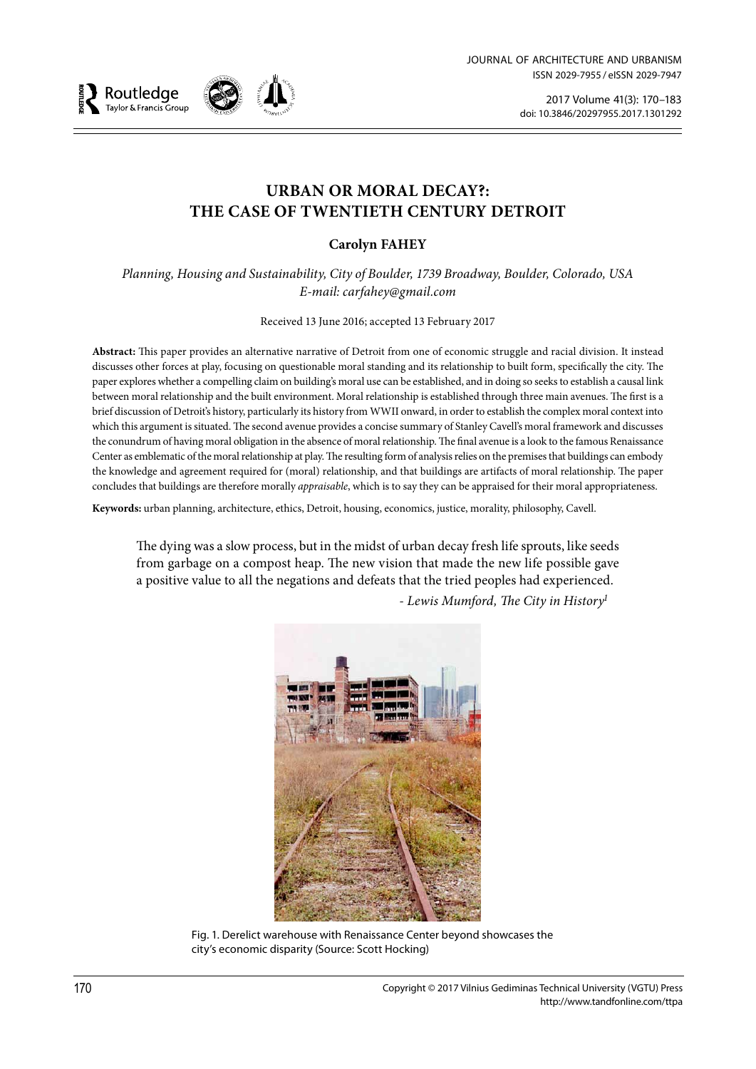# URBAN OR MORAL DECAY?: THE CASE OF TWENTIETH CENTURY DETROIT

**Carolyn FAHEY**

*Planning, Housing and Sustainability, City of Boulder, 1739 Broadway, Boulder, Colorado, USA*
*E-mail: carfahey@gmail.com*

Received 13 June 2016; accepted 13 February 2017

**Abstract:** This paper provides an alternative narrative of Detroit from one of economic struggle and racial division. It instead discusses other forces at play, focusing on questionable moral standing and its relationship to built form, specifically the city. The paper explores whether a compelling claim on building's moral use can be established, and in doing so seeks to establish a causal link between moral relationship and the built environment. Moral relationship is established through three main avenues. The first is a brief discussion of Detroit's history, particularly its history from WWII onward, in order to establish the complex moral context into which this argument is situated. The second avenue provides a concise summary of Stanley Cavell's moral framework and discusses the conundrum of having moral obligation in the absence of moral relationship. The final avenue is a look to the famous Renaissance Center as emblematic of the moral relationship at play. The resulting form of analysis relies on the premises that buildings can embody the knowledge and agreement required for (moral) relationship, and that buildings are artifacts of moral relationship. The paper concludes that buildings are therefore morally *appraisable*, which is to say they can be appraised for their moral appropriateness.

**Keywords:** urban planning, architecture, ethics, Detroit, housing, economics, justice, morality, philosophy, Cavell.

> The dying was a slow process, but in the midst of urban decay fresh life sprouts, like seeds from garbage on a compost heap. The new vision that made the new life possible gave a positive value to all the negations and defeats that the tried peoples had experienced.
>
> *- Lewis Mumford, The City in History*[1]

Fig. 1. Derelict warehouse with Renaissance Center beyond showcases the city's economic disparity (Source: Scott Hocking)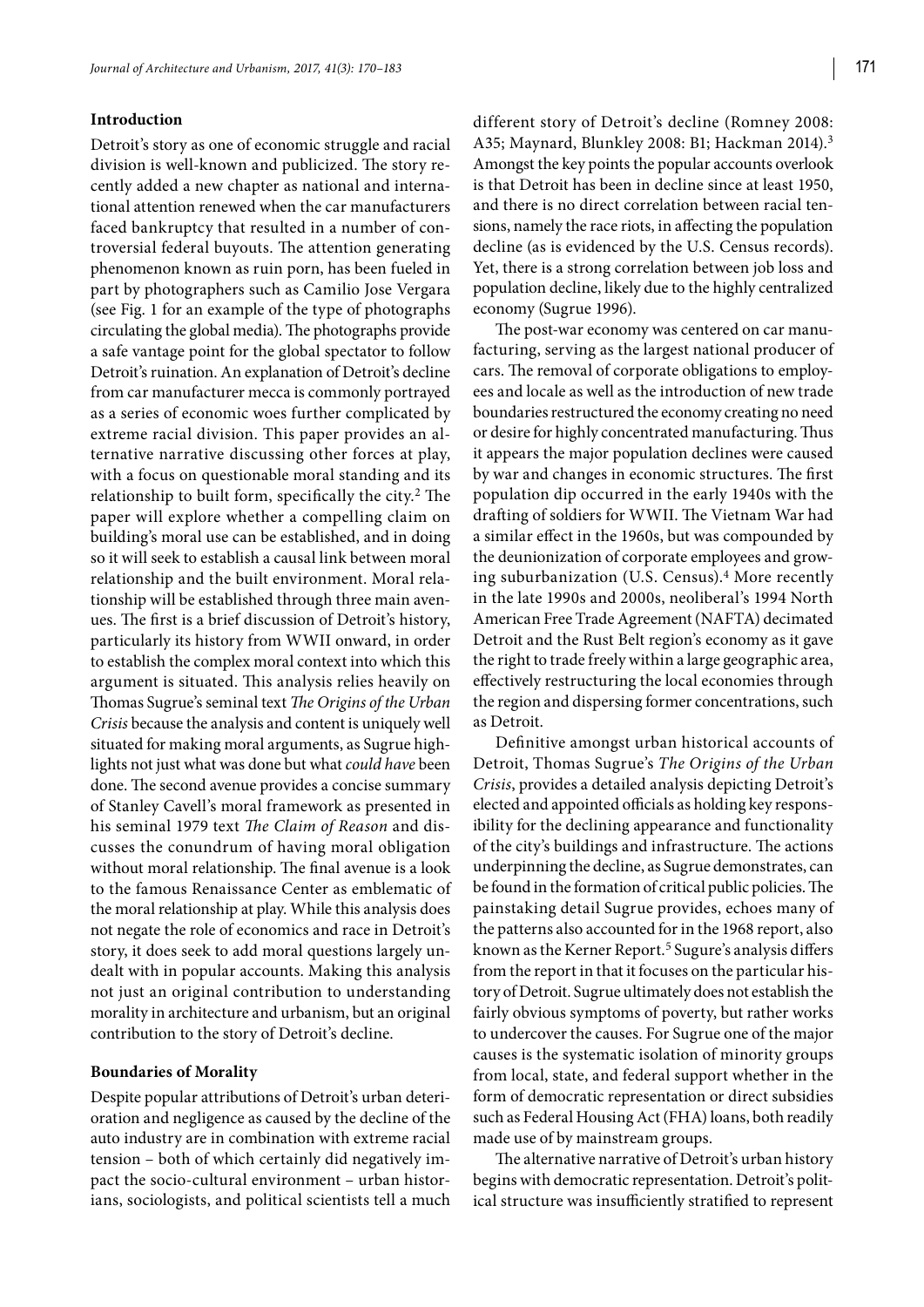## Introduction

Detroit's story as one of economic struggle and racial division is well-known and publicized. The story recently added a new chapter as national and international attention renewed when the car manufacturers faced bankruptcy that resulted in a number of controversial federal buyouts. The attention generating phenomenon known as ruin porn, has been fueled in part by photographers such as Camilio Jose Vergara (see Fig. 1 for an example of the type of photographs circulating the global media). The photographs provide a safe vantage point for the global spectator to follow Detroit's ruination. An explanation of Detroit's decline from car manufacturer mecca is commonly portrayed as a series of economic woes further complicated by extreme racial division. This paper provides an alternative narrative discussing other forces at play, with a focus on questionable moral standing and its relationship to built form, specifically the city.[2] The paper will explore whether a compelling claim on building's moral use can be established, and in doing so it will seek to establish a causal link between moral relationship and the built environment. Moral relationship will be established through three main avenues. The first is a brief discussion of Detroit's history, particularly its history from WWII onward, in order to establish the complex moral context into which this argument is situated. This analysis relies heavily on Thomas Sugrue's seminal text *The Origins of the Urban Crisis* because the analysis and content is uniquely well situated for making moral arguments, as Sugrue highlights not just what was done but what *could have* been done. The second avenue provides a concise summary of Stanley Cavell's moral framework as presented in his seminal 1979 text *The Claim of Reason* and discusses the conundrum of having moral obligation without moral relationship. The final avenue is a look to the famous Renaissance Center as emblematic of the moral relationship at play. While this analysis does not negate the role of economics and race in Detroit's story, it does seek to add moral questions largely undealt with in popular accounts. Making this analysis not just an original contribution to understanding morality in architecture and urbanism, but an original contribution to the story of Detroit's decline.

## Boundaries of Morality

Despite popular attributions of Detroit's urban deterioration and negligence as caused by the decline of the auto industry are in combination with extreme racial tension – both of which certainly did negatively impact the socio-cultural environment – urban historians, sociologists, and political scientists tell a much different story of Detroit's decline (Romney 2008: A35; Maynard, Blunkley 2008: B1; Hackman 2014).[3] Amongst the key points the popular accounts overlook is that Detroit has been in decline since at least 1950, and there is no direct correlation between racial tensions, namely the race riots, in affecting the population decline (as is evidenced by the U.S. Census records). Yet, there is a strong correlation between job loss and population decline, likely due to the highly centralized economy (Sugrue 1996).

The post-war economy was centered on car manufacturing, serving as the largest national producer of cars. The removal of corporate obligations to employees and locale as well as the introduction of new trade boundaries restructured the economy creating no need or desire for highly concentrated manufacturing. Thus it appears the major population declines were caused by war and changes in economic structures. The first population dip occurred in the early 1940s with the drafting of soldiers for WWII. The Vietnam War had a similar effect in the 1960s, but was compounded by the deunionization of corporate employees and growing suburbanization (U.S. Census).[4] More recently in the late 1990s and 2000s, neoliberal's 1994 North American Free Trade Agreement (NAFTA) decimated Detroit and the Rust Belt region's economy as it gave the right to trade freely within a large geographic area, effectively restructuring the local economies through the region and dispersing former concentrations, such as Detroit.

Definitive amongst urban historical accounts of Detroit, Thomas Sugrue's *The Origins of the Urban Crisis*, provides a detailed analysis depicting Detroit's elected and appointed officials as holding key responsibility for the declining appearance and functionality of the city's buildings and infrastructure. The actions underpinning the decline, as Sugrue demonstrates, can be found in the formation of critical public policies. The painstaking detail Sugrue provides, echoes many of the patterns also accounted for in the 1968 report, also known as the Kerner Report.[5] Sugure's analysis differs from the report in that it focuses on the particular history of Detroit. Sugrue ultimately does not establish the fairly obvious symptoms of poverty, but rather works to undercover the causes. For Sugrue one of the major causes is the systematic isolation of minority groups from local, state, and federal support whether in the form of democratic representation or direct subsidies such as Federal Housing Act (FHA) loans, both readily made use of by mainstream groups.

The alternative narrative of Detroit's urban history begins with democratic representation. Detroit's political structure was insufficiently stratified to represent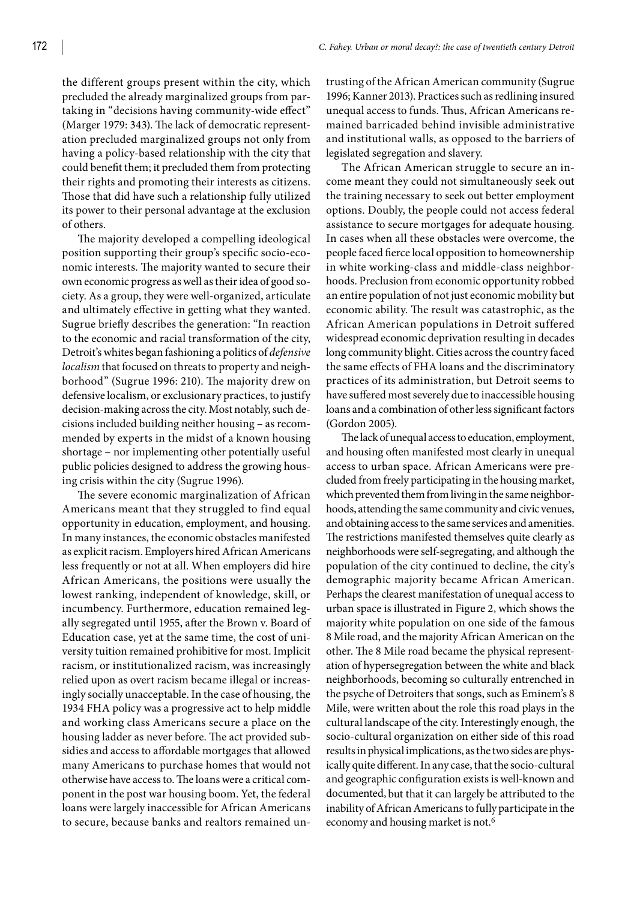the different groups present within the city, which precluded the already marginalized groups from partaking in "decisions having community-wide effect" (Marger 1979: 343). The lack of democratic representation precluded marginalized groups not only from having a policy-based relationship with the city that could benefit them; it precluded them from protecting their rights and promoting their interests as citizens. Those that did have such a relationship fully utilized its power to their personal advantage at the exclusion of others.

The majority developed a compelling ideological position supporting their group's specific socio-economic interests. The majority wanted to secure their own economic progress as well as their idea of good society. As a group, they were well-organized, articulate and ultimately effective in getting what they wanted. Sugrue briefly describes the generation: "In reaction to the economic and racial transformation of the city, Detroit's whites began fashioning a politics of *defensive localism* that focused on threats to property and neighborhood" (Sugrue 1996: 210). The majority drew on defensive localism, or exclusionary practices, to justify decision-making across the city. Most notably, such decisions included building neither housing – as recommended by experts in the midst of a known housing shortage – nor implementing other potentially useful public policies designed to address the growing housing crisis within the city (Sugrue 1996).

The severe economic marginalization of African Americans meant that they struggled to find equal opportunity in education, employment, and housing. In many instances, the economic obstacles manifested as explicit racism. Employers hired African Americans less frequently or not at all. When employers did hire African Americans, the positions were usually the lowest ranking, independent of knowledge, skill, or incumbency. Furthermore, education remained legally segregated until 1955, after the Brown v. Board of Education case, yet at the same time, the cost of university tuition remained prohibitive for most. Implicit racism, or institutionalized racism, was increasingly relied upon as overt racism became illegal or increasingly socially unacceptable. In the case of housing, the 1934 FHA policy was a progressive act to help middle and working class Americans secure a place on the housing ladder as never before. The act provided subsidies and access to affordable mortgages that allowed many Americans to purchase homes that would not otherwise have access to. The loans were a critical component in the post war housing boom. Yet, the federal loans were largely inaccessible for African Americans to secure, because banks and realtors remained untrusting of the African American community (Sugrue 1996; Kanner 2013). Practices such as redlining insured unequal access to funds. Thus, African Americans remained barricaded behind invisible administrative and institutional walls, as opposed to the barriers of legislated segregation and slavery.

The African American struggle to secure an income meant they could not simultaneously seek out the training necessary to seek out better employment options. Doubly, the people could not access federal assistance to secure mortgages for adequate housing. In cases when all these obstacles were overcome, the people faced fierce local opposition to homeownership in white working-class and middle-class neighborhoods. Preclusion from economic opportunity robbed an entire population of not just economic mobility but economic ability. The result was catastrophic, as the African American populations in Detroit suffered widespread economic deprivation resulting in decades long community blight. Cities across the country faced the same effects of FHA loans and the discriminatory practices of its administration, but Detroit seems to have suffered most severely due to inaccessible housing loans and a combination of other less significant factors (Gordon 2005).

The lack of unequal access to education, employment, and housing often manifested most clearly in unequal access to urban space. African Americans were precluded from freely participating in the housing market, which prevented them from living in the same neighborhoods, attending the same community and civic venues, and obtaining access to the same services and amenities. The restrictions manifested themselves quite clearly as neighborhoods were self-segregating, and although the population of the city continued to decline, the city's demographic majority became African American. Perhaps the clearest manifestation of unequal access to urban space is illustrated in Figure 2, which shows the majority white population on one side of the famous 8 Mile road, and the majority African American on the other. The 8 Mile road became the physical representation of hypersegregation between the white and black neighborhoods, becoming so culturally entrenched in the psyche of Detroiters that songs, such as Eminem's 8 Mile, were written about the role this road plays in the cultural landscape of the city. Interestingly enough, the socio-cultural organization on either side of this road results in physical implications, as the two sides are physically quite different. In any case, that the socio-cultural and geographic configuration exists is well-known and documented, but that it can largely be attributed to the inability of African Americans to fully participate in the economy and housing market is not.[6]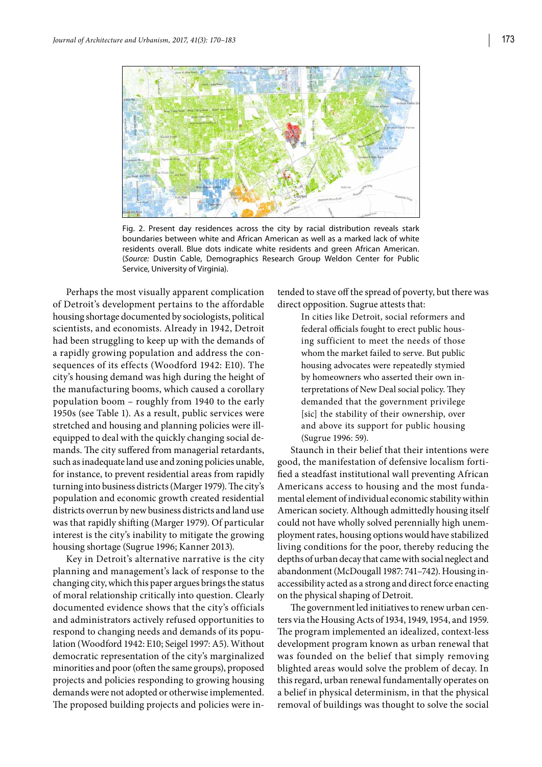Fig. 2. Present day residences across the city by racial distribution reveals stark boundaries between white and African American as well as a marked lack of white residents overall. Blue dots indicate white residents and green African American. (*Source:* Dustin Cable, Demographics Research Group Weldon Center for Public Service, University of Virginia).

Perhaps the most visually apparent complication of Detroit's development pertains to the affordable housing shortage documented by sociologists, political scientists, and economists. Already in 1942, Detroit had been struggling to keep up with the demands of a rapidly growing population and address the consequences of its effects (Woodford 1942: E10). The city's housing demand was high during the height of the manufacturing booms, which caused a corollary population boom – roughly from 1940 to the early 1950s (see Table 1). As a result, public services were stretched and housing and planning policies were ill-equipped to deal with the quickly changing social demands. The city suffered from managerial retardants, such as inadequate land use and zoning policies unable, for instance, to prevent residential areas from rapidly turning into business districts (Marger 1979). The city's population and economic growth created residential districts overrun by new business districts and land use was that rapidly shifting (Marger 1979). Of particular interest is the city's inability to mitigate the growing housing shortage (Sugrue 1996; Kanner 2013).

Key in Detroit's alternative narrative is the city planning and management's lack of response to the changing city, which this paper argues brings the status of moral relationship critically into question. Clearly documented evidence shows that the city's officials and administrators actively refused opportunities to respond to changing needs and demands of its population (Woodford 1942: E10; Seigel 1997: A5). Without democratic representation of the city's marginalized minorities and poor (often the same groups), proposed projects and policies responding to growing housing demands were not adopted or otherwise implemented. The proposed building projects and policies were intended to stave off the spread of poverty, but there was direct opposition. Sugrue attests that:

> In cities like Detroit, social reformers and federal officials fought to erect public housing sufficient to meet the needs of those whom the market failed to serve. But public housing advocates were repeatedly stymied by homeowners who asserted their own interpretations of New Deal social policy. They demanded that the government privilege [sic] the stability of their ownership, over and above its support for public housing (Sugrue 1996: 59).

Staunch in their belief that their intentions were good, the manifestation of defensive localism fortified a steadfast institutional wall preventing African Americans access to housing and the most fundamental element of individual economic stability within American society. Although admittedly housing itself could not have wholly solved perennially high unemployment rates, housing options would have stabilized living conditions for the poor, thereby reducing the depths of urban decay that came with social neglect and abandonment (McDougall 1987: 741–742). Housing inaccessibility acted as a strong and direct force enacting on the physical shaping of Detroit.

The government led initiatives to renew urban centers via the Housing Acts of 1934, 1949, 1954, and 1959. The program implemented an idealized, context-less development program known as urban renewal that was founded on the belief that simply removing blighted areas would solve the problem of decay. In this regard, urban renewal fundamentally operates on a belief in physical determinism, in that the physical removal of buildings was thought to solve the social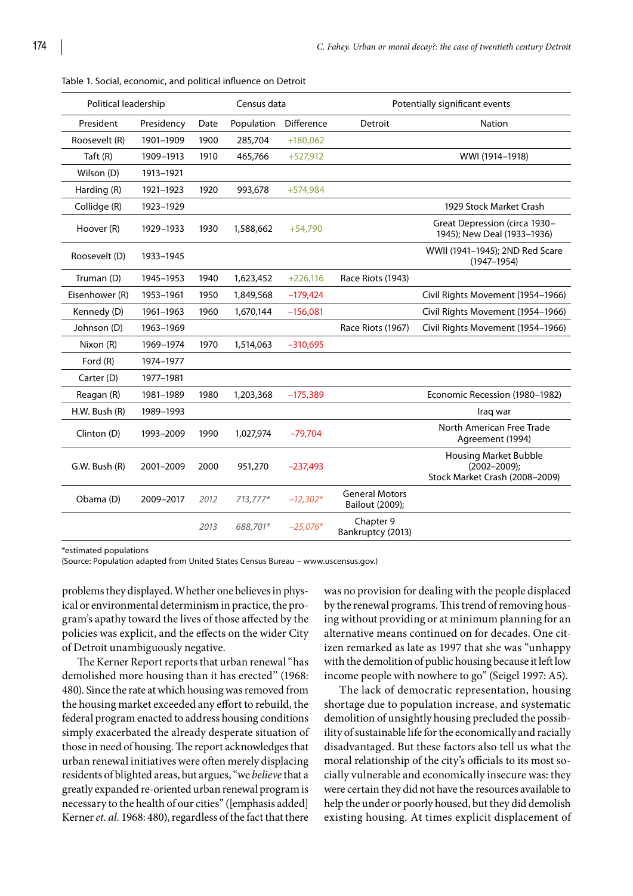Table 1. Social, economic, and political influence on Detroit

| Political leadership | | Census data | | | Potentially significant events | |
|---|---|---|---|---|---|---|
| President | Presidency | Date | Population | Difference | Detroit | Nation |
| Roosevelt (R) | 1901–1909 | 1900 | 285,704 | +180,062 | | |
| Taft (R) | 1909–1913 | 1910 | 465,766 | +527,912 | | WWI (1914–1918) |
| Wilson (D) | 1913–1921 | | | | | |
| Harding (R) | 1921–1923 | 1920 | 993,678 | +574,984 | | |
| Collidge (R) | 1923–1929 | | | | | 1929 Stock Market Crash |
| Hoover (R) | 1929–1933 | 1930 | 1,588,662 | +54,790 | | Great Depression (circa 1930–1945); New Deal (1933–1936) |
| Roosevelt (D) | 1933–1945 | | | | | WWII (1941–1945); 2ND Red Scare (1947–1954) |
| Truman (D) | 1945–1953 | 1940 | 1,623,452 | +226,116 | Race Riots (1943) | |
| Eisenhower (R) | 1953–1961 | 1950 | 1,849,568 | –179,424 | | Civil Rights Movement (1954–1966) |
| Kennedy (D) | 1961–1963 | 1960 | 1,670,144 | –156,081 | | Civil Rights Movement (1954–1966) |
| Johnson (D) | 1963–1969 | | | | Race Riots (1967) | Civil Rights Movement (1954–1966) |
| Nixon (R) | 1969–1974 | 1970 | 1,514,063 | –310,695 | | |
| Ford (R) | 1974–1977 | | | | | |
| Carter (D) | 1977–1981 | | | | | |
| Reagan (R) | 1981–1989 | 1980 | 1,203,368 | –175,389 | | Economic Recession (1980–1982) |
| H.W. Bush (R) | 1989–1993 | | | | | Iraq war |
| Clinton (D) | 1993–2009 | 1990 | 1,027,974 | –79,704 | | North American Free Trade Agreement (1994) |
| G.W. Bush (R) | 2001–2009 | 2000 | 951,270 | –237,493 | | Housing Market Bubble (2002–2009); Stock Market Crash (2008–2009) |
| Obama (D) | 2009–2017 | *2012* | *713,777** | *–12,302** | General Motors Bailout (2009); | |
| | | *2013* | *688,701** | *–25,076** | Chapter 9 Bankruptcy (2013) | |

*estimated populations
(Source: Population adapted from United States Census Bureau – www.uscensus.gov.)

problems they displayed. Whether one believes in physical or environmental determinism in practice, the program's apathy toward the lives of those affected by the policies was explicit, and the effects on the wider City of Detroit unambiguously negative.

The Kerner Report reports that urban renewal "has demolished more housing than it has erected" (1968: 480). Since the rate at which housing was removed from the housing market exceeded any effort to rebuild, the federal program enacted to address housing conditions simply exacerbated the already desperate situation of those in need of housing. The report acknowledges that urban renewal initiatives were often merely displacing residents of blighted areas, but argues, "we *believe* that a greatly expanded re-oriented urban renewal program is necessary to the health of our cities" ([emphasis added] Kerner *et. al.* 1968: 480), regardless of the fact that there was no provision for dealing with the people displaced by the renewal programs. This trend of removing housing without providing or at minimum planning for an alternative means continued on for decades. One citizen remarked as late as 1997 that she was "unhappy with the demolition of public housing because it left low income people with nowhere to go" (Seigel 1997: A5).

The lack of democratic representation, housing shortage due to population increase, and systematic demolition of unsightly housing precluded the possibility of sustainable life for the economically and racially disadvantaged. But these factors also tell us what the moral relationship of the city's officials to its most socially vulnerable and economically insecure was: they were certain they did not have the resources available to help the under or poorly housed, but they did demolish existing housing. At times explicit displacement of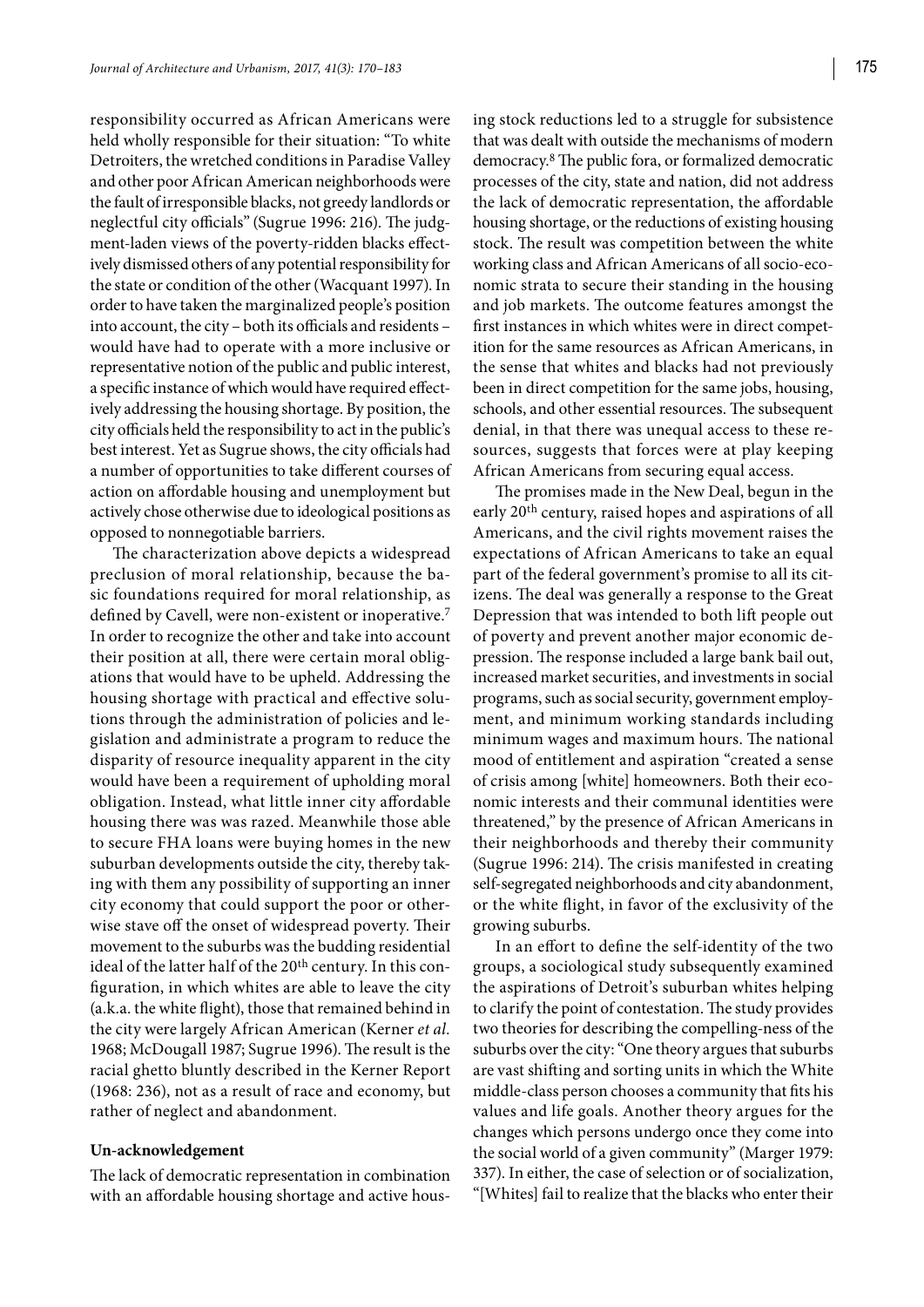responsibility occurred as African Americans were held wholly responsible for their situation: "To white Detroiters, the wretched conditions in Paradise Valley and other poor African American neighborhoods were the fault of irresponsible blacks, not greedy landlords or neglectful city officials" (Sugrue 1996: 216). The judgment-laden views of the poverty-ridden blacks effectively dismissed others of any potential responsibility for the state or condition of the other (Wacquant 1997). In order to have taken the marginalized people's position into account, the city – both its officials and residents – would have had to operate with a more inclusive or representative notion of the public and public interest, a specific instance of which would have required effectively addressing the housing shortage. By position, the city officials held the responsibility to act in the public's best interest. Yet as Sugrue shows, the city officials had a number of opportunities to take different courses of action on affordable housing and unemployment but actively chose otherwise due to ideological positions as opposed to nonnegotiable barriers.

The characterization above depicts a widespread preclusion of moral relationship, because the basic foundations required for moral relationship, as defined by Cavell, were non-existent or inoperative.[7] In order to recognize the other and take into account their position at all, there were certain moral obligations that would have to be upheld. Addressing the housing shortage with practical and effective solutions through the administration of policies and legislation and administrate a program to reduce the disparity of resource inequality apparent in the city would have been a requirement of upholding moral obligation. Instead, what little inner city affordable housing there was was razed. Meanwhile those able to secure FHA loans were buying homes in the new suburban developments outside the city, thereby taking with them any possibility of supporting an inner city economy that could support the poor or otherwise stave off the onset of widespread poverty. Their movement to the suburbs was the budding residential ideal of the latter half of the 20th century. In this configuration, in which whites are able to leave the city (a.k.a. the white flight), those that remained behind in the city were largely African American (Kerner *et al.* 1968; McDougall 1987; Sugrue 1996). The result is the racial ghetto bluntly described in the Kerner Report (1968: 236), not as a result of race and economy, but rather of neglect and abandonment.

**Un-acknowledgement**

The lack of democratic representation in combination with an affordable housing shortage and active housing stock reductions led to a struggle for subsistence that was dealt with outside the mechanisms of modern democracy.[8] The public fora, or formalized democratic processes of the city, state and nation, did not address the lack of democratic representation, the affordable housing shortage, or the reductions of existing housing stock. The result was competition between the white working class and African Americans of all socio-economic strata to secure their standing in the housing and job markets. The outcome features amongst the first instances in which whites were in direct competition for the same resources as African Americans, in the sense that whites and blacks had not previously been in direct competition for the same jobs, housing, schools, and other essential resources. The subsequent denial, in that there was unequal access to these resources, suggests that forces were at play keeping African Americans from securing equal access.

The promises made in the New Deal, begun in the early 20th century, raised hopes and aspirations of all Americans, and the civil rights movement raises the expectations of African Americans to take an equal part of the federal government's promise to all its citizens. The deal was generally a response to the Great Depression that was intended to both lift people out of poverty and prevent another major economic depression. The response included a large bank bail out, increased market securities, and investments in social programs, such as social security, government employment, and minimum working standards including minimum wages and maximum hours. The national mood of entitlement and aspiration "created a sense of crisis among [white] homeowners. Both their economic interests and their communal identities were threatened," by the presence of African Americans in their neighborhoods and thereby their community (Sugrue 1996: 214). The crisis manifested in creating self-segregated neighborhoods and city abandonment, or the white flight, in favor of the exclusivity of the growing suburbs.

In an effort to define the self-identity of the two groups, a sociological study subsequently examined the aspirations of Detroit's suburban whites helping to clarify the point of contestation. The study provides two theories for describing the compelling-ness of the suburbs over the city: "One theory argues that suburbs are vast shifting and sorting units in which the White middle-class person chooses a community that fits his values and life goals. Another theory argues for the changes which persons undergo once they come into the social world of a given community" (Marger 1979: 337). In either, the case of selection or of socialization, "[Whites] fail to realize that the blacks who enter their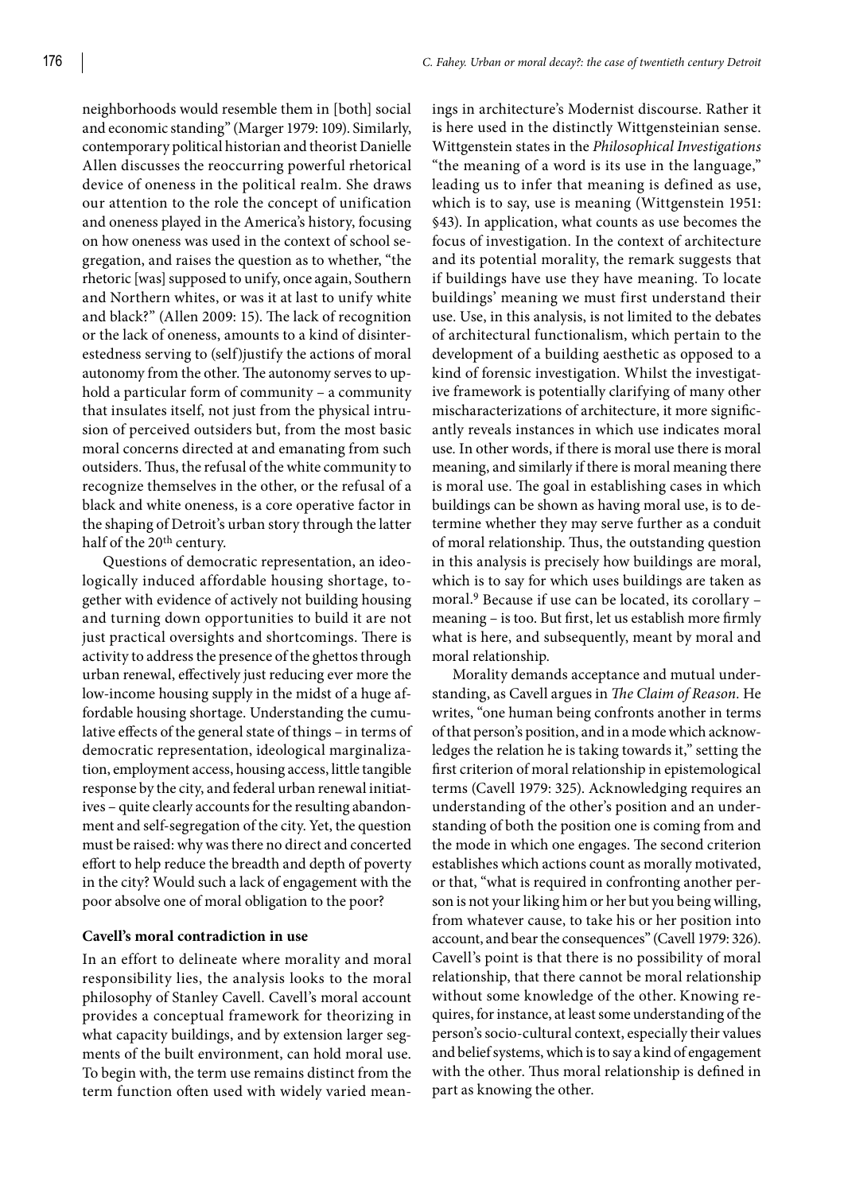neighborhoods would resemble them in [both] social and economic standing" (Marger 1979: 109). Similarly, contemporary political historian and theorist Danielle Allen discusses the reoccurring powerful rhetorical device of oneness in the political realm. She draws our attention to the role the concept of unification and oneness played in the America's history, focusing on how oneness was used in the context of school segregation, and raises the question as to whether, "the rhetoric [was] supposed to unify, once again, Southern and Northern whites, or was it at last to unify white and black?" (Allen 2009: 15). The lack of recognition or the lack of oneness, amounts to a kind of disinterestedness serving to (self)justify the actions of moral autonomy from the other. The autonomy serves to uphold a particular form of community – a community that insulates itself, not just from the physical intrusion of perceived outsiders but, from the most basic moral concerns directed at and emanating from such outsiders. Thus, the refusal of the white community to recognize themselves in the other, or the refusal of a black and white oneness, is a core operative factor in the shaping of Detroit's urban story through the latter half of the 20th century.

Questions of democratic representation, an ideologically induced affordable housing shortage, together with evidence of actively not building housing and turning down opportunities to build it are not just practical oversights and shortcomings. There is activity to address the presence of the ghettos through urban renewal, effectively just reducing ever more the low-income housing supply in the midst of a huge affordable housing shortage. Understanding the cumulative effects of the general state of things – in terms of democratic representation, ideological marginalization, employment access, housing access, little tangible response by the city, and federal urban renewal initiatives – quite clearly accounts for the resulting abandonment and self-segregation of the city. Yet, the question must be raised: why was there no direct and concerted effort to help reduce the breadth and depth of poverty in the city? Would such a lack of engagement with the poor absolve one of moral obligation to the poor?

**Cavell's moral contradiction in use**

In an effort to delineate where morality and moral responsibility lies, the analysis looks to the moral philosophy of Stanley Cavell. Cavell's moral account provides a conceptual framework for theorizing in what capacity buildings, and by extension larger segments of the built environment, can hold moral use. To begin with, the term use remains distinct from the term function often used with widely varied meanings in architecture's Modernist discourse. Rather it is here used in the distinctly Wittgensteinian sense. Wittgenstein states in the *Philosophical Investigations* "the meaning of a word is its use in the language," leading us to infer that meaning is defined as use, which is to say, use is meaning (Wittgenstein 1951: §43). In application, what counts as use becomes the focus of investigation. In the context of architecture and its potential morality, the remark suggests that if buildings have use they have meaning. To locate buildings' meaning we must first understand their use. Use, in this analysis, is not limited to the debates of architectural functionalism, which pertain to the development of a building aesthetic as opposed to a kind of forensic investigation. Whilst the investigative framework is potentially clarifying of many other mischaracterizations of architecture, it more significantly reveals instances in which use indicates moral use. In other words, if there is moral use there is moral meaning, and similarly if there is moral meaning there is moral use. The goal in establishing cases in which buildings can be shown as having moral use, is to determine whether they may serve further as a conduit of moral relationship. Thus, the outstanding question in this analysis is precisely how buildings are moral, which is to say for which uses buildings are taken as moral.[9] Because if use can be located, its corollary – meaning – is too. But first, let us establish more firmly what is here, and subsequently, meant by moral and moral relationship.

Morality demands acceptance and mutual understanding, as Cavell argues in *The Claim of Reason*. He writes, "one human being confronts another in terms of that person's position, and in a mode which acknowledges the relation he is taking towards it," setting the first criterion of moral relationship in epistemological terms (Cavell 1979: 325). Acknowledging requires an understanding of the other's position and an understanding of both the position one is coming from and the mode in which one engages. The second criterion establishes which actions count as morally motivated, or that, "what is required in confronting another person is not your liking him or her but you being willing, from whatever cause, to take his or her position into account, and bear the consequences" (Cavell 1979: 326). Cavell's point is that there is no possibility of moral relationship, that there cannot be moral relationship without some knowledge of the other. Knowing requires, for instance, at least some understanding of the person's socio-cultural context, especially their values and belief systems, which is to say a kind of engagement with the other. Thus moral relationship is defined in part as knowing the other.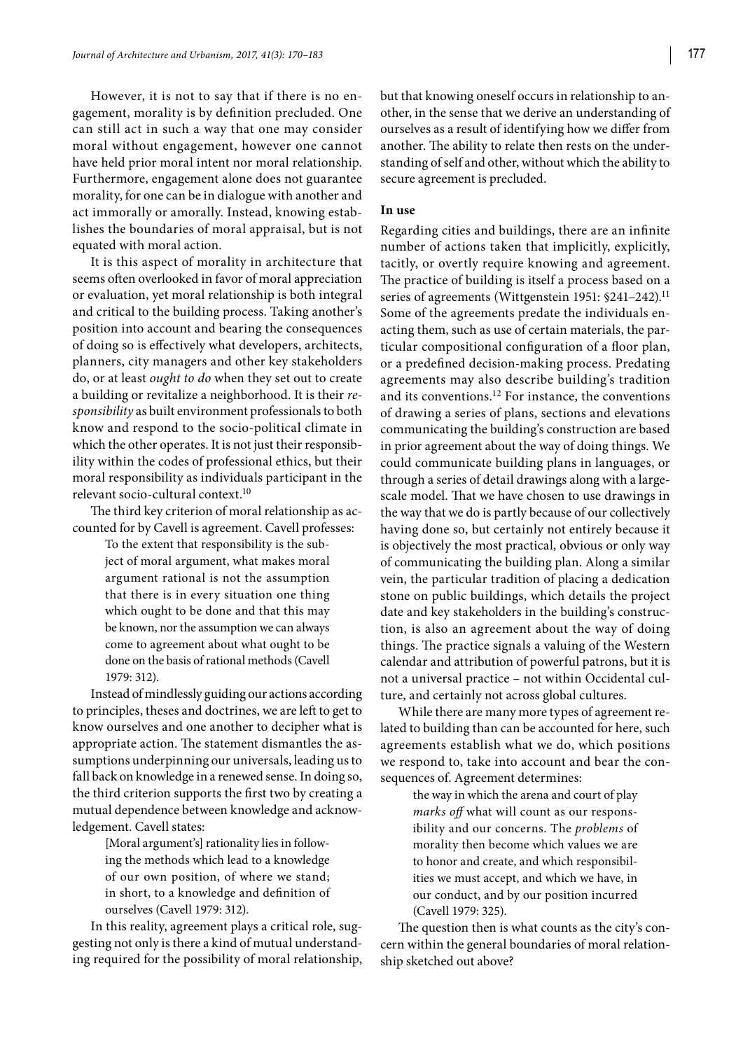However, it is not to say that if there is no engagement, morality is by definition precluded. One can still act in such a way that one may consider moral without engagement, however one cannot have held prior moral intent nor moral relationship. Furthermore, engagement alone does not guarantee morality, for one can be in dialogue with another and act immorally or amorally. Instead, knowing establishes the boundaries of moral appraisal, but is not equated with moral action.

It is this aspect of morality in architecture that seems often overlooked in favor of moral appreciation or evaluation, yet moral relationship is both integral and critical to the building process. Taking another's position into account and bearing the consequences of doing so is effectively what developers, architects, planners, city managers and other key stakeholders do, or at least *ought to do* when they set out to create a building or revitalize a neighborhood. It is their *responsibility* as built environment professionals to both know and respond to the socio-political climate in which the other operates. It is not just their responsibility within the codes of professional ethics, but their moral responsibility as individuals participant in the relevant socio-cultural context.[10]

The third key criterion of moral relationship as accounted for by Cavell is agreement. Cavell professes:

> To the extent that responsibility is the subject of moral argument, what makes moral argument rational is not the assumption that there is in every situation one thing which ought to be done and that this may be known, nor the assumption we can always come to agreement about what ought to be done on the basis of rational methods (Cavell 1979: 312).

Instead of mindlessly guiding our actions according to principles, theses and doctrines, we are left to get to know ourselves and one another to decipher what is appropriate action. The statement dismantles the assumptions underpinning our universals, leading us to fall back on knowledge in a renewed sense. In doing so, the third criterion supports the first two by creating a mutual dependence between knowledge and acknowledgement. Cavell states:

> [Moral argument's] rationality lies in following the methods which lead to a knowledge of our own position, of where we stand; in short, to a knowledge and definition of ourselves (Cavell 1979: 312).

In this reality, agreement plays a critical role, suggesting not only is there a kind of mutual understanding required for the possibility of moral relationship, but that knowing oneself occurs in relationship to another, in the sense that we derive an understanding of ourselves as a result of identifying how we differ from another. The ability to relate then rests on the understanding of self and other, without which the ability to secure agreement is precluded.

**In use**

Regarding cities and buildings, there are an infinite number of actions taken that implicitly, explicitly, tacitly, or overtly require knowing and agreement. The practice of building is itself a process based on a series of agreements (Wittgenstein 1951: §241–242).[11] Some of the agreements predate the individuals enacting them, such as use of certain materials, the particular compositional configuration of a floor plan, or a predefined decision-making process. Predating agreements may also describe building's tradition and its conventions.[12] For instance, the conventions of drawing a series of plans, sections and elevations communicating the building's construction are based in prior agreement about the way of doing things. We could communicate building plans in languages, or through a series of detail drawings along with a large-scale model. That we have chosen to use drawings in the way that we do is partly because of our collectively having done so, but certainly not entirely because it is objectively the most practical, obvious or only way of communicating the building plan. Along a similar vein, the particular tradition of placing a dedication stone on public buildings, which details the project date and key stakeholders in the building's construction, is also an agreement about the way of doing things. The practice signals a valuing of the Western calendar and attribution of powerful patrons, but it is not a universal practice – not within Occidental culture, and certainly not across global cultures.

While there are many more types of agreement related to building than can be accounted for here, such agreements establish what we do, which positions we respond to, take into account and bear the consequences of. Agreement determines:

> the way in which the arena and court of play *marks off* what will count as our responsibility and our concerns. The *problems* of morality then become which values we are to honor and create, and which responsibilities we must accept, and which we have, in our conduct, and by our position incurred (Cavell 1979: 325).

The question then is what counts as the city's concern within the general boundaries of moral relationship sketched out above?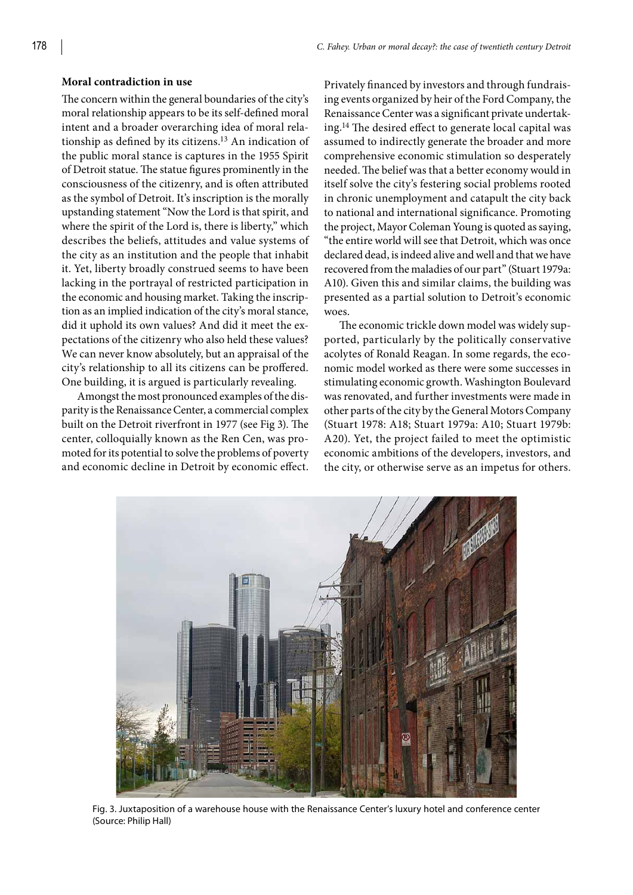### Moral contradiction in use

The concern within the general boundaries of the city's moral relationship appears to be its self-defined moral intent and a broader overarching idea of moral relationship as defined by its citizens.[13] An indication of the public moral stance is captures in the 1955 Spirit of Detroit statue. The statue figures prominently in the consciousness of the citizenry, and is often attributed as the symbol of Detroit. It's inscription is the morally upstanding statement "Now the Lord is that spirit, and where the spirit of the Lord is, there is liberty," which describes the beliefs, attitudes and value systems of the city as an institution and the people that inhabit it. Yet, liberty broadly construed seems to have been lacking in the portrayal of restricted participation in the economic and housing market. Taking the inscription as an implied indication of the city's moral stance, did it uphold its own values? And did it meet the expectations of the citizenry who also held these values? We can never know absolutely, but an appraisal of the city's relationship to all its citizens can be proffered. One building, it is argued is particularly revealing.

Amongst the most pronounced examples of the disparity is the Renaissance Center, a commercial complex built on the Detroit riverfront in 1977 (see Fig 3). The center, colloquially known as the Ren Cen, was promoted for its potential to solve the problems of poverty and economic decline in Detroit by economic effect. Privately financed by investors and through fundraising events organized by heir of the Ford Company, the Renaissance Center was a significant private undertaking.[14] The desired effect to generate local capital was assumed to indirectly generate the broader and more comprehensive economic stimulation so desperately needed. The belief was that a better economy would in itself solve the city's festering social problems rooted in chronic unemployment and catapult the city back to national and international significance. Promoting the project, Mayor Coleman Young is quoted as saying, "the entire world will see that Detroit, which was once declared dead, is indeed alive and well and that we have recovered from the maladies of our part" (Stuart 1979a: A10). Given this and similar claims, the building was presented as a partial solution to Detroit's economic woes.

The economic trickle down model was widely supported, particularly by the politically conservative acolytes of Ronald Reagan. In some regards, the economic model worked as there were some successes in stimulating economic growth. Washington Boulevard was renovated, and further investments were made in other parts of the city by the General Motors Company (Stuart 1978: A18; Stuart 1979a: A10; Stuart 1979b: A20). Yet, the project failed to meet the optimistic economic ambitions of the developers, investors, and the city, or otherwise serve as an impetus for others.

Fig. 3. Juxtaposition of a warehouse house with the Renaissance Center's luxury hotel and conference center (Source: Philip Hall)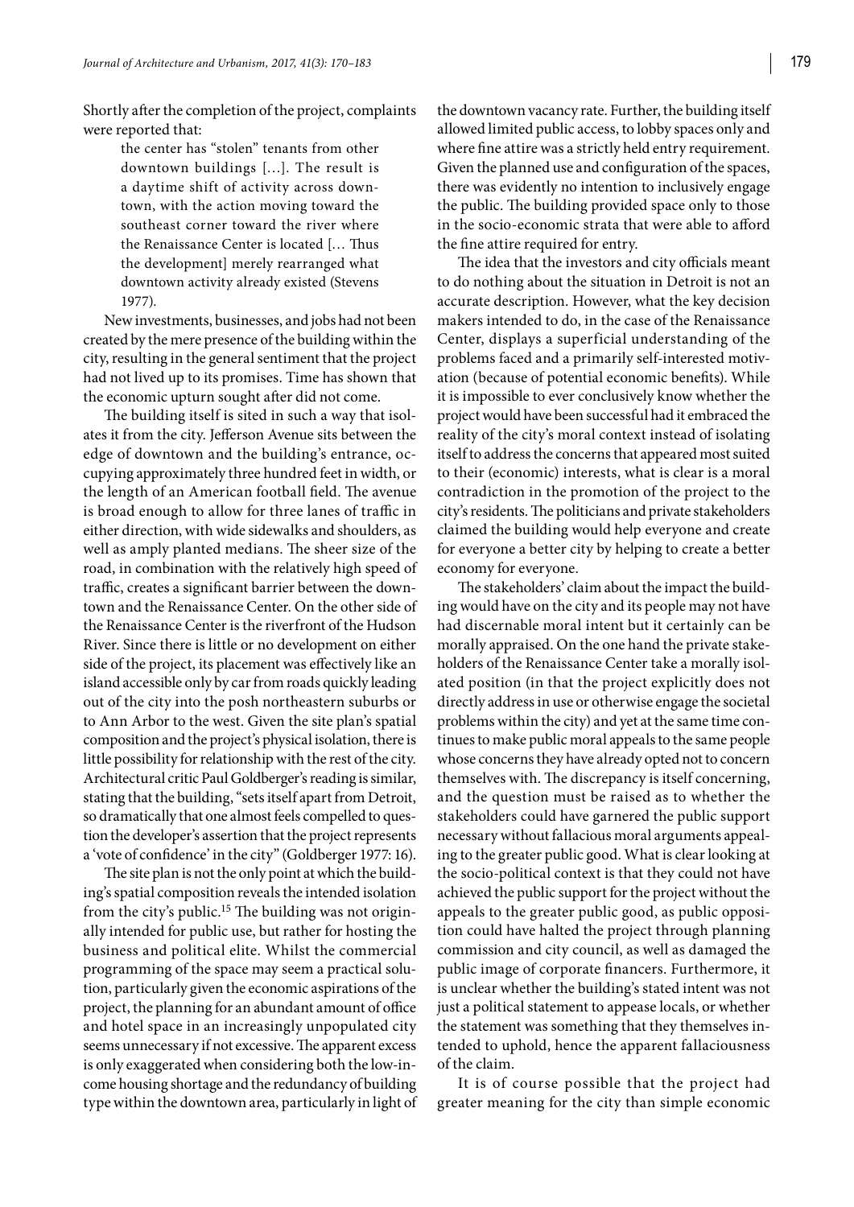Shortly after the completion of the project, complaints were reported that:

> the center has "stolen" tenants from other downtown buildings [...]. The result is a daytime shift of activity across downtown, with the action moving toward the southeast corner toward the river where the Renaissance Center is located [... Thus the development] merely rearranged what downtown activity already existed (Stevens 1977).

New investments, businesses, and jobs had not been created by the mere presence of the building within the city, resulting in the general sentiment that the project had not lived up to its promises. Time has shown that the economic upturn sought after did not come.

The building itself is sited in such a way that isolates it from the city. Jefferson Avenue sits between the edge of downtown and the building's entrance, occupying approximately three hundred feet in width, or the length of an American football field. The avenue is broad enough to allow for three lanes of traffic in either direction, with wide sidewalks and shoulders, as well as amply planted medians. The sheer size of the road, in combination with the relatively high speed of traffic, creates a significant barrier between the downtown and the Renaissance Center. On the other side of the Renaissance Center is the riverfront of the Hudson River. Since there is little or no development on either side of the project, its placement was effectively like an island accessible only by car from roads quickly leading out of the city into the posh northeastern suburbs or to Ann Arbor to the west. Given the site plan's spatial composition and the project's physical isolation, there is little possibility for relationship with the rest of the city. Architectural critic Paul Goldberger's reading is similar, stating that the building, "sets itself apart from Detroit, so dramatically that one almost feels compelled to question the developer's assertion that the project represents a 'vote of confidence' in the city" (Goldberger 1977: 16).

The site plan is not the only point at which the building's spatial composition reveals the intended isolation from the city's public.[15] The building was not originally intended for public use, but rather for hosting the business and political elite. Whilst the commercial programming of the space may seem a practical solution, particularly given the economic aspirations of the project, the planning for an abundant amount of office and hotel space in an increasingly unpopulated city seems unnecessary if not excessive. The apparent excess is only exaggerated when considering both the low-income housing shortage and the redundancy of building type within the downtown area, particularly in light of the downtown vacancy rate. Further, the building itself allowed limited public access, to lobby spaces only and where fine attire was a strictly held entry requirement. Given the planned use and configuration of the spaces, there was evidently no intention to inclusively engage the public. The building provided space only to those in the socio-economic strata that were able to afford the fine attire required for entry.

The idea that the investors and city officials meant to do nothing about the situation in Detroit is not an accurate description. However, what the key decision makers intended to do, in the case of the Renaissance Center, displays a superficial understanding of the problems faced and a primarily self-interested motivation (because of potential economic benefits). While it is impossible to ever conclusively know whether the project would have been successful had it embraced the reality of the city's moral context instead of isolating itself to address the concerns that appeared most suited to their (economic) interests, what is clear is a moral contradiction in the promotion of the project to the city's residents. The politicians and private stakeholders claimed the building would help everyone and create for everyone a better city by helping to create a better economy for everyone.

The stakeholders' claim about the impact the building would have on the city and its people may not have had discernable moral intent but it certainly can be morally appraised. On the one hand the private stakeholders of the Renaissance Center take a morally isolated position (in that the project explicitly does not directly address in use or otherwise engage the societal problems within the city) and yet at the same time continues to make public moral appeals to the same people whose concerns they have already opted not to concern themselves with. The discrepancy is itself concerning, and the question must be raised as to whether the stakeholders could have garnered the public support necessary without fallacious moral arguments appealing to the greater public good. What is clear looking at the socio-political context is that they could not have achieved the public support for the project without the appeals to the greater public good, as public opposition could have halted the project through planning commission and city council, as well as damaged the public image of corporate financers. Furthermore, it is unclear whether the building's stated intent was not just a political statement to appease locals, or whether the statement was something that they themselves intended to uphold, hence the apparent fallaciousness of the claim.

It is of course possible that the project had greater meaning for the city than simple economic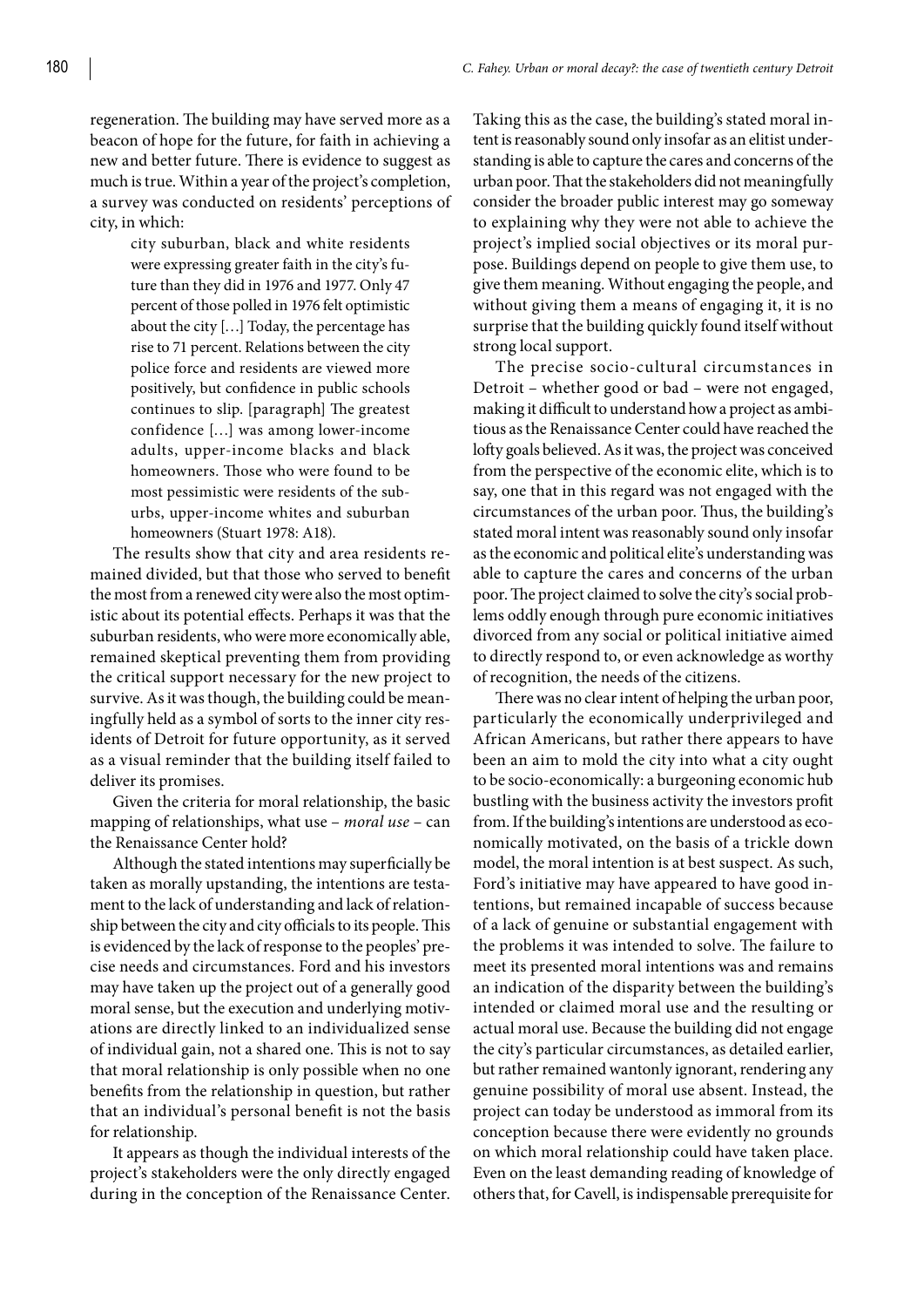regeneration. The building may have served more as a beacon of hope for the future, for faith in achieving a new and better future. There is evidence to suggest as much is true. Within a year of the project's completion, a survey was conducted on residents' perceptions of city, in which:

> city suburban, black and white residents were expressing greater faith in the city's future than they did in 1976 and 1977. Only 47 percent of those polled in 1976 felt optimistic about the city […] Today, the percentage has rise to 71 percent. Relations between the city police force and residents are viewed more positively, but confidence in public schools continues to slip. [paragraph] The greatest confidence […] was among lower-income adults, upper-income blacks and black homeowners. Those who were found to be most pessimistic were residents of the suburbs, upper-income whites and suburban homeowners (Stuart 1978: A18).

The results show that city and area residents remained divided, but that those who served to benefit the most from a renewed city were also the most optimistic about its potential effects. Perhaps it was that the suburban residents, who were more economically able, remained skeptical preventing them from providing the critical support necessary for the new project to survive. As it was though, the building could be meaningfully held as a symbol of sorts to the inner city residents of Detroit for future opportunity, as it served as a visual reminder that the building itself failed to deliver its promises.

Given the criteria for moral relationship, the basic mapping of relationships, what use – *moral use* – can the Renaissance Center hold?

Although the stated intentions may superficially be taken as morally upstanding, the intentions are testament to the lack of understanding and lack of relationship between the city and city officials to its people. This is evidenced by the lack of response to the peoples' precise needs and circumstances. Ford and his investors may have taken up the project out of a generally good moral sense, but the execution and underlying motivations are directly linked to an individualized sense of individual gain, not a shared one. This is not to say that moral relationship is only possible when no one benefits from the relationship in question, but rather that an individual's personal benefit is not the basis for relationship.

It appears as though the individual interests of the project's stakeholders were the only directly engaged during in the conception of the Renaissance Center. Taking this as the case, the building's stated moral intent is reasonably sound only insofar as an elitist understanding is able to capture the cares and concerns of the urban poor. That the stakeholders did not meaningfully consider the broader public interest may go someway to explaining why they were not able to achieve the project's implied social objectives or its moral purpose. Buildings depend on people to give them use, to give them meaning. Without engaging the people, and without giving them a means of engaging it, it is no surprise that the building quickly found itself without strong local support.

The precise socio-cultural circumstances in Detroit – whether good or bad – were not engaged, making it difficult to understand how a project as ambitious as the Renaissance Center could have reached the lofty goals believed. As it was, the project was conceived from the perspective of the economic elite, which is to say, one that in this regard was not engaged with the circumstances of the urban poor. Thus, the building's stated moral intent was reasonably sound only insofar as the economic and political elite's understanding was able to capture the cares and concerns of the urban poor. The project claimed to solve the city's social problems oddly enough through pure economic initiatives divorced from any social or political initiative aimed to directly respond to, or even acknowledge as worthy of recognition, the needs of the citizens.

There was no clear intent of helping the urban poor, particularly the economically underprivileged and African Americans, but rather there appears to have been an aim to mold the city into what a city ought to be socio-economically: a burgeoning economic hub bustling with the business activity the investors profit from. If the building's intentions are understood as economically motivated, on the basis of a trickle down model, the moral intention is at best suspect. As such, Ford's initiative may have appeared to have good intentions, but remained incapable of success because of a lack of genuine or substantial engagement with the problems it was intended to solve. The failure to meet its presented moral intentions was and remains an indication of the disparity between the building's intended or claimed moral use and the resulting or actual moral use. Because the building did not engage the city's particular circumstances, as detailed earlier, but rather remained wantonly ignorant, rendering any genuine possibility of moral use absent. Instead, the project can today be understood as immoral from its conception because there were evidently no grounds on which moral relationship could have taken place. Even on the least demanding reading of knowledge of others that, for Cavell, is indispensable prerequisite for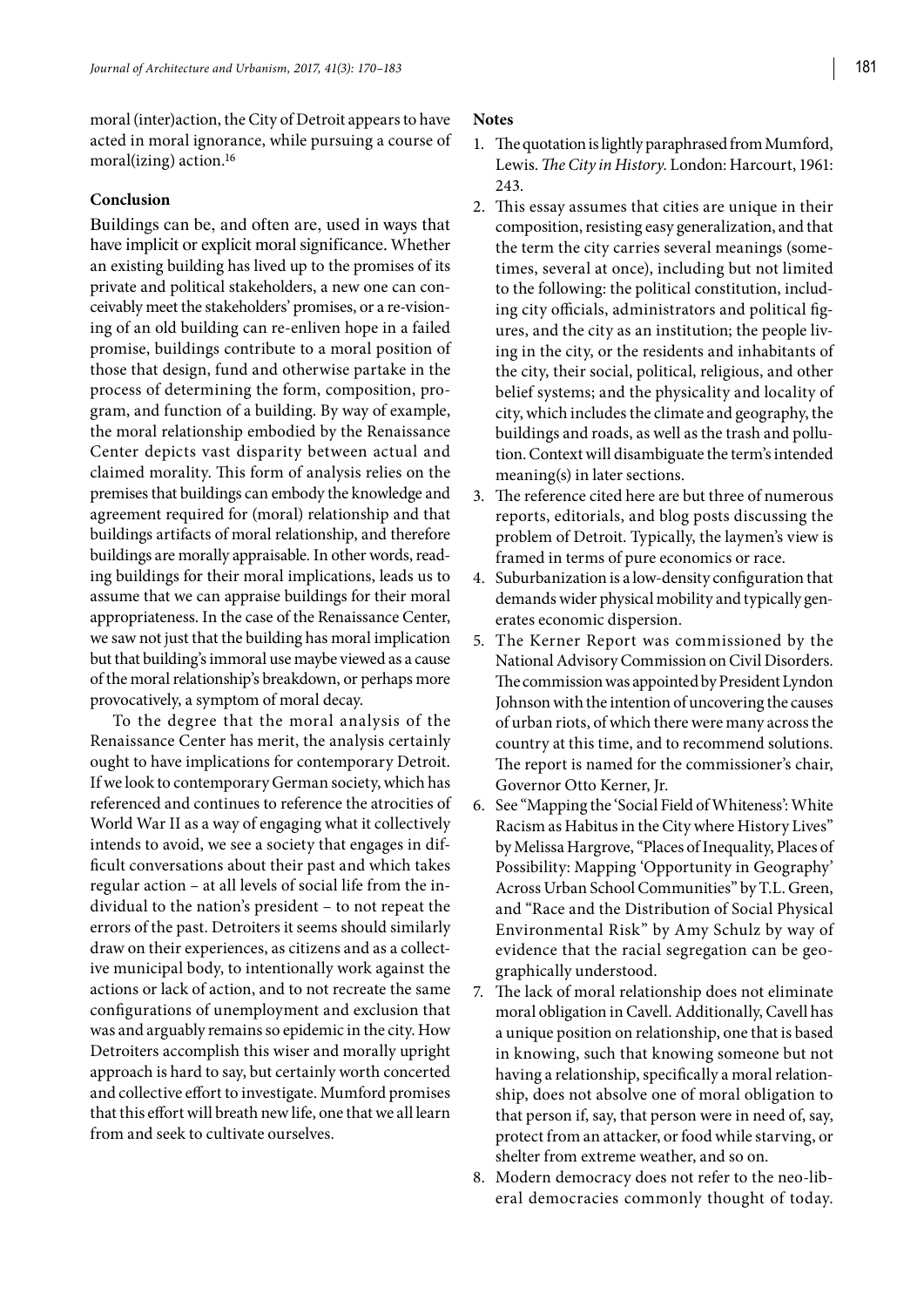moral (inter)action, the City of Detroit appears to have acted in moral ignorance, while pursuing a course of moral(izing) action.[16]

## Conclusion

Buildings can be, and often are, used in ways that have implicit or explicit moral significance. Whether an existing building has lived up to the promises of its private and political stakeholders, a new one can conceivably meet the stakeholders' promises, or a re-visioning of an old building can re-enliven hope in a failed promise, buildings contribute to a moral position of those that design, fund and otherwise partake in the process of determining the form, composition, program, and function of a building. By way of example, the moral relationship embodied by the Renaissance Center depicts vast disparity between actual and claimed morality. This form of analysis relies on the premises that buildings can embody the knowledge and agreement required for (moral) relationship and that buildings artifacts of moral relationship, and therefore buildings are morally appraisable. In other words, reading buildings for their moral implications, leads us to assume that we can appraise buildings for their moral appropriateness. In the case of the Renaissance Center, we saw not just that the building has moral implication but that building's immoral use maybe viewed as a cause of the moral relationship's breakdown, or perhaps more provocatively, a symptom of moral decay.

To the degree that the moral analysis of the Renaissance Center has merit, the analysis certainly ought to have implications for contemporary Detroit. If we look to contemporary German society, which has referenced and continues to reference the atrocities of World War II as a way of engaging what it collectively intends to avoid, we see a society that engages in difficult conversations about their past and which takes regular action – at all levels of social life from the individual to the nation's president – to not repeat the errors of the past. Detroiters it seems should similarly draw on their experiences, as citizens and as a collective municipal body, to intentionally work against the actions or lack of action, and to not recreate the same configurations of unemployment and exclusion that was and arguably remains so epidemic in the city. How Detroiters accomplish this wiser and morally upright approach is hard to say, but certainly worth concerted and collective effort to investigate. Mumford promises that this effort will breath new life, one that we all learn from and seek to cultivate ourselves.

## Notes

1. The quotation is lightly paraphrased from Mumford, Lewis. *The City in History.* London: Harcourt, 1961: 243.
2. This essay assumes that cities are unique in their composition, resisting easy generalization, and that the term the city carries several meanings (sometimes, several at once), including but not limited to the following: the political constitution, including city officials, administrators and political figures, and the city as an institution; the people living in the city, or the residents and inhabitants of the city, their social, political, religious, and other belief systems; and the physicality and locality of city, which includes the climate and geography, the buildings and roads, as well as the trash and pollution. Context will disambiguate the term's intended meaning(s) in later sections.
3. The reference cited here are but three of numerous reports, editorials, and blog posts discussing the problem of Detroit. Typically, the laymen's view is framed in terms of pure economics or race.
4. Suburbanization is a low-density configuration that demands wider physical mobility and typically generates economic dispersion.
5. The Kerner Report was commissioned by the National Advisory Commission on Civil Disorders. The commission was appointed by President Lyndon Johnson with the intention of uncovering the causes of urban riots, of which there were many across the country at this time, and to recommend solutions. The report is named for the commissioner's chair, Governor Otto Kerner, Jr.
6. See "Mapping the 'Social Field of Whiteness': White Racism as Habitus in the City where History Lives" by Melissa Hargrove, "Places of Inequality, Places of Possibility: Mapping 'Opportunity in Geography' Across Urban School Communities" by T.L. Green, and "Race and the Distribution of Social Physical Environmental Risk" by Amy Schulz by way of evidence that the racial segregation can be geographically understood.
7. The lack of moral relationship does not eliminate moral obligation in Cavell. Additionally, Cavell has a unique position on relationship, one that is based in knowing, such that knowing someone but not having a relationship, specifically a moral relationship, does not absolve one of moral obligation to that person if, say, that person were in need of, say, protect from an attacker, or food while starving, or shelter from extreme weather, and so on.
8. Modern democracy does not refer to the neo-liberal democracies commonly thought of today.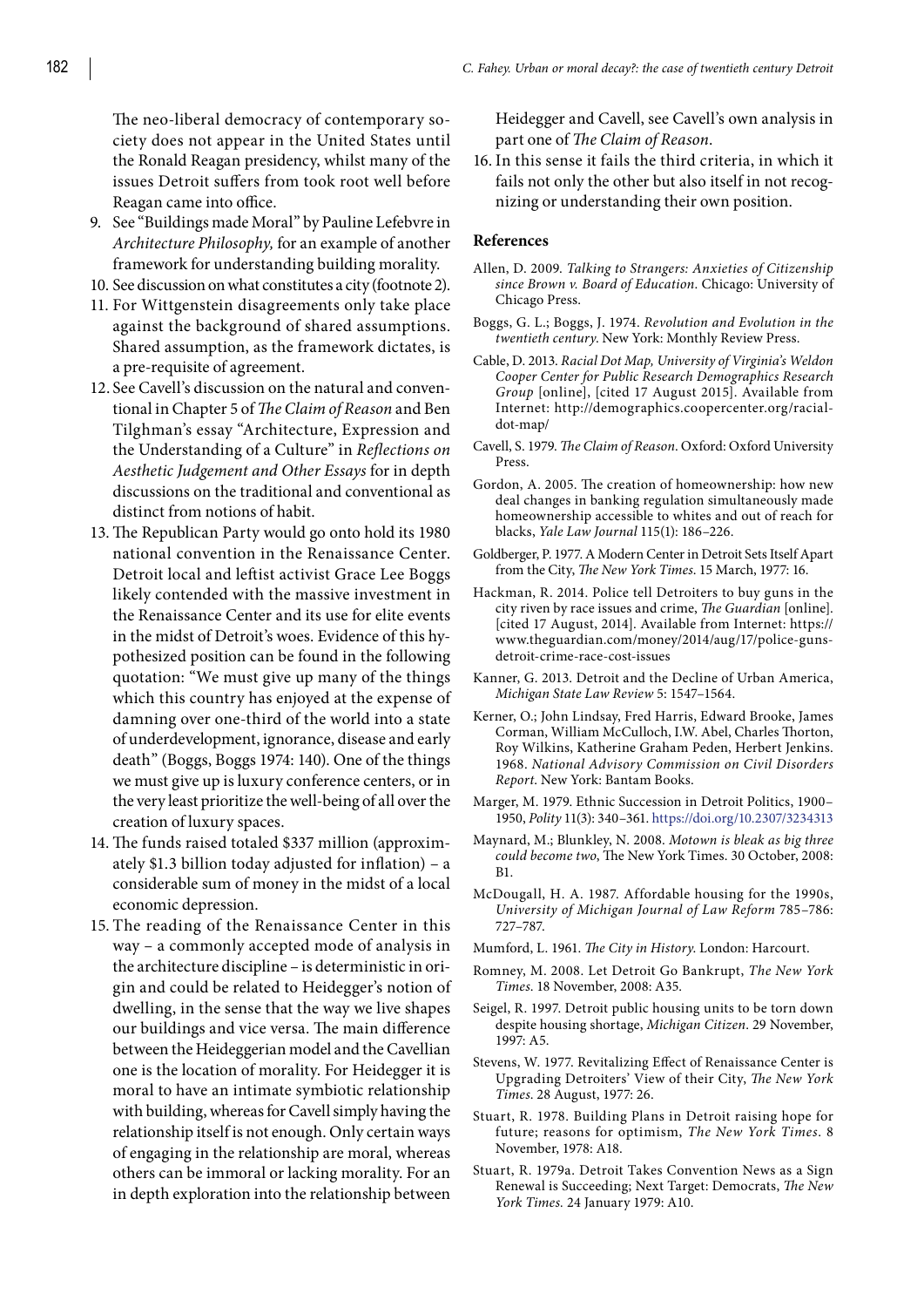The neo-liberal democracy of contemporary society does not appear in the United States until the Ronald Reagan presidency, whilst many of the issues Detroit suffers from took root well before Reagan came into office.

9. See "Buildings made Moral" by Pauline Lefebvre in *Architecture Philosophy,* for an example of another framework for understanding building morality.
10. See discussion on what constitutes a city (footnote 2).
11. For Wittgenstein disagreements only take place against the background of shared assumptions. Shared assumption, as the framework dictates, is a pre-requisite of agreement.
12. See Cavell's discussion on the natural and conventional in Chapter 5 of *The Claim of Reason* and Ben Tilghman's essay "Architecture, Expression and the Understanding of a Culture" in *Reflections on Aesthetic Judgement and Other Essays* for in depth discussions on the traditional and conventional as distinct from notions of habit.
13. The Republican Party would go onto hold its 1980 national convention in the Renaissance Center. Detroit local and leftist activist Grace Lee Boggs likely contended with the massive investment in the Renaissance Center and its use for elite events in the midst of Detroit's woes. Evidence of this hypothesized position can be found in the following quotation: "We must give up many of the things which this country has enjoyed at the expense of damning over one-third of the world into a state of underdevelopment, ignorance, disease and early death" (Boggs, Boggs 1974: 140). One of the things we must give up is luxury conference centers, or in the very least prioritize the well-being of all over the creation of luxury spaces.
14. The funds raised totaled $337 million (approximately $1.3 billion today adjusted for inflation) – a considerable sum of money in the midst of a local economic depression.
15. The reading of the Renaissance Center in this way – a commonly accepted mode of analysis in the architecture discipline – is deterministic in origin and could be related to Heidegger's notion of dwelling, in the sense that the way we live shapes our buildings and vice versa. The main difference between the Heideggerian model and the Cavellian one is the location of morality. For Heidegger it is moral to have an intimate symbiotic relationship with building, whereas for Cavell simply having the relationship itself is not enough. Only certain ways of engaging in the relationship are moral, whereas others can be immoral or lacking morality. For an in depth exploration into the relationship between Heidegger and Cavell, see Cavell's own analysis in part one of *The Claim of Reason*.
16. In this sense it fails the third criteria, in which it fails not only the other but also itself in not recognizing or understanding their own position.

## References

Allen, D. 2009. *Talking to Strangers: Anxieties of Citizenship since Brown v. Board of Education*. Chicago: University of Chicago Press.

Boggs, G. L.; Boggs, J. 1974. *Revolution and Evolution in the twentieth century*. New York: Monthly Review Press.

Cable, D. 2013. *Racial Dot Map, University of Virginia's Weldon Cooper Center for Public Research Demographics Research Group* [online], [cited 17 August 2015]. Available from Internet: http://demographics.coopercenter.org/racial-dot-map/

Cavell, S. 1979. *The Claim of Reason*. Oxford: Oxford University Press.

Gordon, A. 2005. The creation of homeownership: how new deal changes in banking regulation simultaneously made homeownership accessible to whites and out of reach for blacks, *Yale Law Journal* 115(1): 186–226.

Goldberger, P. 1977. A Modern Center in Detroit Sets Itself Apart from the City, *The New York Times*. 15 March, 1977: 16.

Hackman, R. 2014. Police tell Detroiters to buy guns in the city riven by race issues and crime, *The Guardian* [online]. [cited 17 August, 2014]. Available from Internet: https://www.theguardian.com/money/2014/aug/17/police-guns-detroit-crime-race-cost-issues

Kanner, G. 2013. Detroit and the Decline of Urban America, *Michigan State Law Review* 5: 1547–1564.

Kerner, O.; John Lindsay, Fred Harris, Edward Brooke, James Corman, William McCulloch, I.W. Abel, Charles Thorton, Roy Wilkins, Katherine Graham Peden, Herbert Jenkins. 1968. *National Advisory Commission on Civil Disorders Report*. New York: Bantam Books.

Marger, M. 1979. Ethnic Succession in Detroit Politics, 1900–1950, *Polity* 11(3): 340–361. https://doi.org/10.2307/3234313

Maynard, M.; Blunkley, N. 2008. *Motown is bleak as big three could become two*, The New York Times. 30 October, 2008: B1.

McDougall, H. A. 1987. Affordable housing for the 1990s, *University of Michigan Journal of Law Reform* 785–786: 727–787.

Mumford, L. 1961. *The City in History*. London: Harcourt.

Romney, M. 2008. Let Detroit Go Bankrupt, *The New York Times*. 18 November, 2008: A35.

Seigel, R. 1997. Detroit public housing units to be torn down despite housing shortage, *Michigan Citizen*. 29 November, 1997: A5.

Stevens, W. 1977. Revitalizing Effect of Renaissance Center is Upgrading Detroiters' View of their City, *The New York Times*. 28 August, 1977: 26.

Stuart, R. 1978. Building Plans in Detroit raising hope for future; reasons for optimism, *The New York Times*. 8 November, 1978: A18.

Stuart, R. 1979a. Detroit Takes Convention News as a Sign Renewal is Succeeding; Next Target: Democrats, *The New York Times*. 24 January 1979: A10.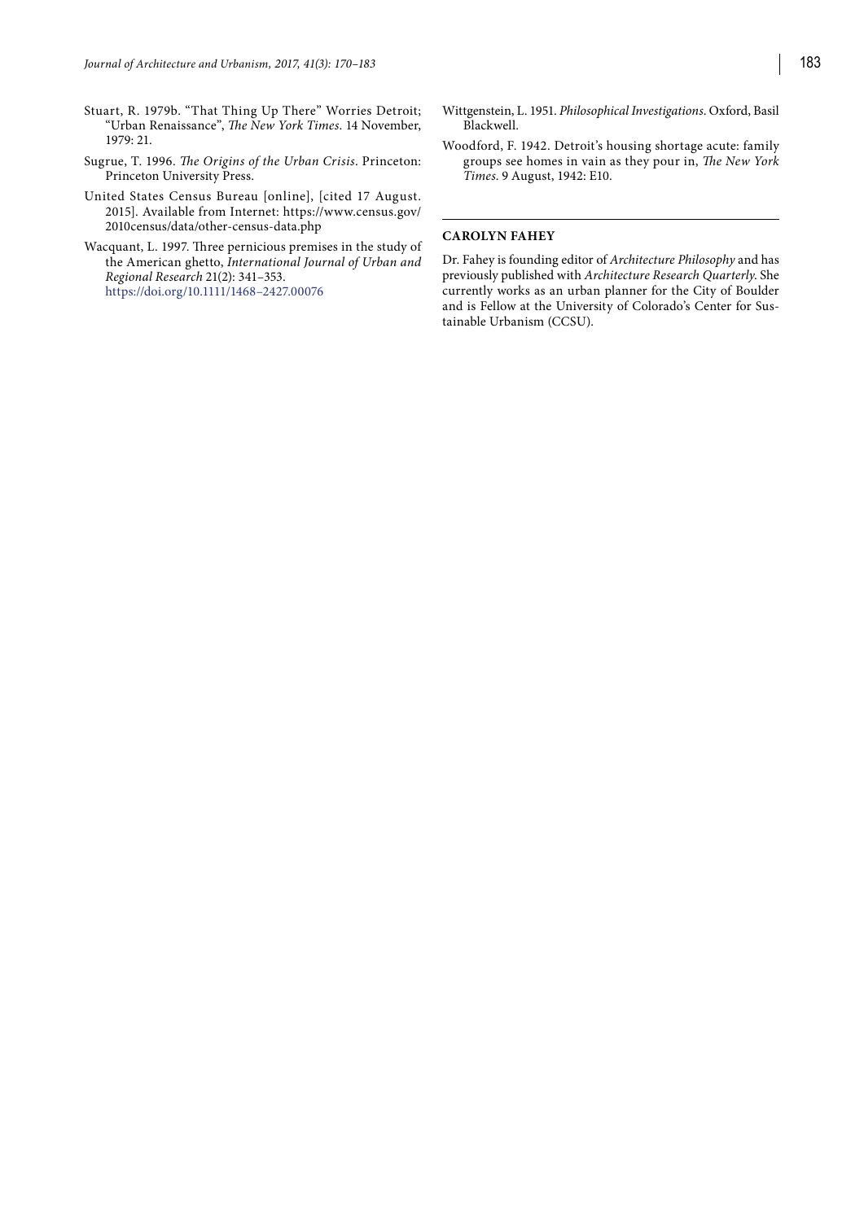Stuart, R. 1979b. "That Thing Up There" Worries Detroit; "Urban Renaissance", *The New York Times*. 14 November, 1979: 21.

Sugrue, T. 1996. *The Origins of the Urban Crisis*. Princeton: Princeton University Press.

United States Census Bureau [online], [cited 17 August. 2015]. Available from Internet: https://www.census.gov/2010census/data/other-census-data.php

Wacquant, L. 1997. Three pernicious premises in the study of the American ghetto, *International Journal of Urban and Regional Research* 21(2): 341–353. https://doi.org/10.1111/1468–2427.00076

Wittgenstein, L. 1951. *Philosophical Investigations*. Oxford, Basil Blackwell.

Woodford, F. 1942. Detroit's housing shortage acute: family groups see homes in vain as they pour in, *The New York Times*. 9 August, 1942: E10.

---

**CAROLYN FAHEY**

Dr. Fahey is founding editor of *Architecture Philosophy* and has previously published with *Architecture Research Quarterly*. She currently works as an urban planner for the City of Boulder and is Fellow at the University of Colorado's Center for Sustainable Urbanism (CCSU).